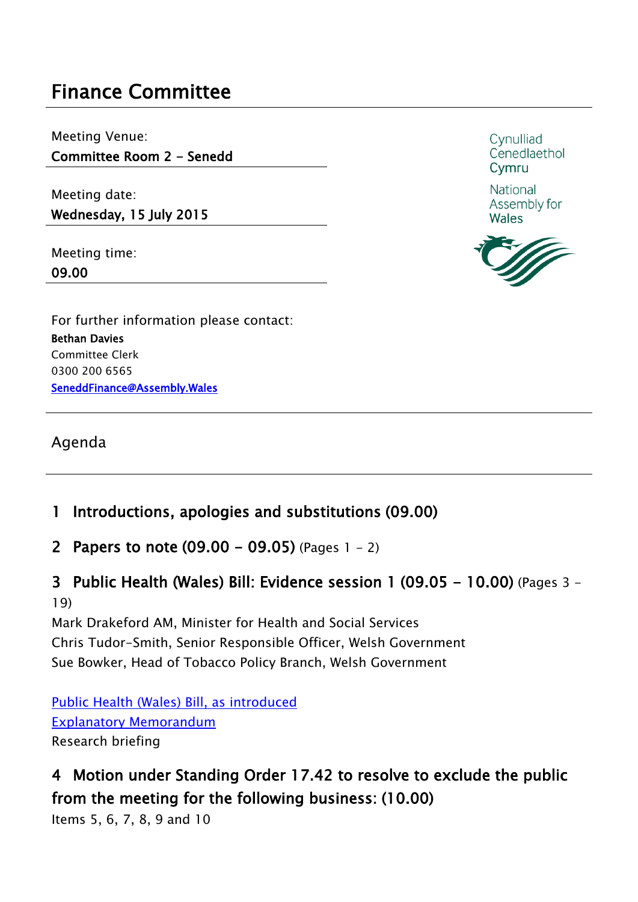# Finance Committee

Meeting Venue:
**Committee Room 2 - Senedd**

Meeting date:
**Wednesday, 15 July 2015**

Meeting time:
**09.00**

Cynulliad Cenedlaethol Cymru

National Assembly for Wales

For further information please contact:
**Bethan Davies**
Committee Clerk
0300 200 6565
SeneddFinance@Assembly.Wales

## Agenda

### 1 Introductions, apologies and substitutions (09.00)

### 2 Papers to note (09.00 - 09.05) (Pages 1 - 2)

### 3 Public Health (Wales) Bill: Evidence session 1 (09.05 - 10.00) (Pages 3 - 19)

Mark Drakeford AM, Minister for Health and Social Services
Chris Tudor-Smith, Senior Responsible Officer, Welsh Government
Sue Bowker, Head of Tobacco Policy Branch, Welsh Government

Public Health (Wales) Bill, as introduced
Explanatory Memorandum
Research briefing

### 4 Motion under Standing Order 17.42 to resolve to exclude the public from the meeting for the following business: (10.00)

Items 5, 6, 7, 8, 9 and 10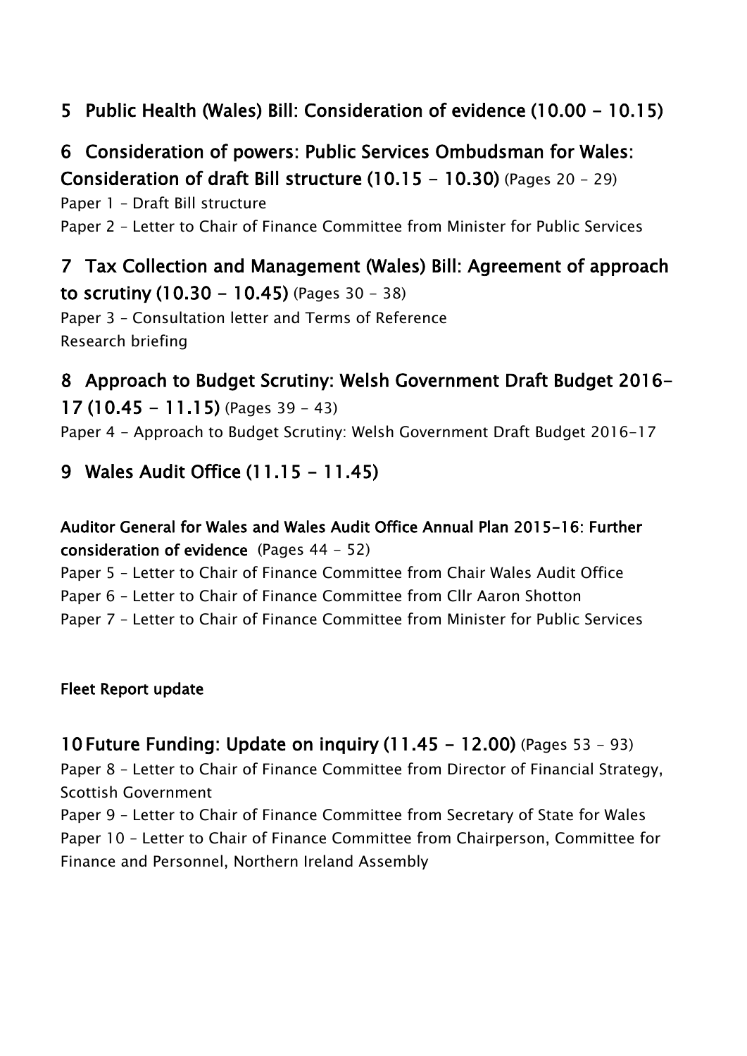## 5 Public Health (Wales) Bill: Consideration of evidence (10.00 - 10.15)

## 6 Consideration of powers: Public Services Ombudsman for Wales: Consideration of draft Bill structure (10.15 - 10.30) (Pages 20 - 29)

Paper 1 – Draft Bill structure

Paper 2 – Letter to Chair of Finance Committee from Minister for Public Services

## 7 Tax Collection and Management (Wales) Bill: Agreement of approach to scrutiny (10.30 - 10.45) (Pages 30 - 38)

Paper 3 – Consultation letter and Terms of Reference

Research briefing

## 8 Approach to Budget Scrutiny: Welsh Government Draft Budget 2016-17 (10.45 - 11.15) (Pages 39 - 43)

Paper 4 - Approach to Budget Scrutiny: Welsh Government Draft Budget 2016-17

## 9 Wales Audit Office (11.15 - 11.45)

### Auditor General for Wales and Wales Audit Office Annual Plan 2015-16: Further consideration of evidence (Pages 44 - 52)

Paper 5 – Letter to Chair of Finance Committee from Chair Wales Audit Office

Paper 6 – Letter to Chair of Finance Committee from Cllr Aaron Shotton

Paper 7 – Letter to Chair of Finance Committee from Minister for Public Services

### Fleet Report update

## 10 Future Funding: Update on inquiry (11.45 - 12.00) (Pages 53 - 93)

Paper 8 – Letter to Chair of Finance Committee from Director of Financial Strategy, Scottish Government

Paper 9 – Letter to Chair of Finance Committee from Secretary of State for Wales

Paper 10 – Letter to Chair of Finance Committee from Chairperson, Committee for Finance and Personnel, Northern Ireland Assembly